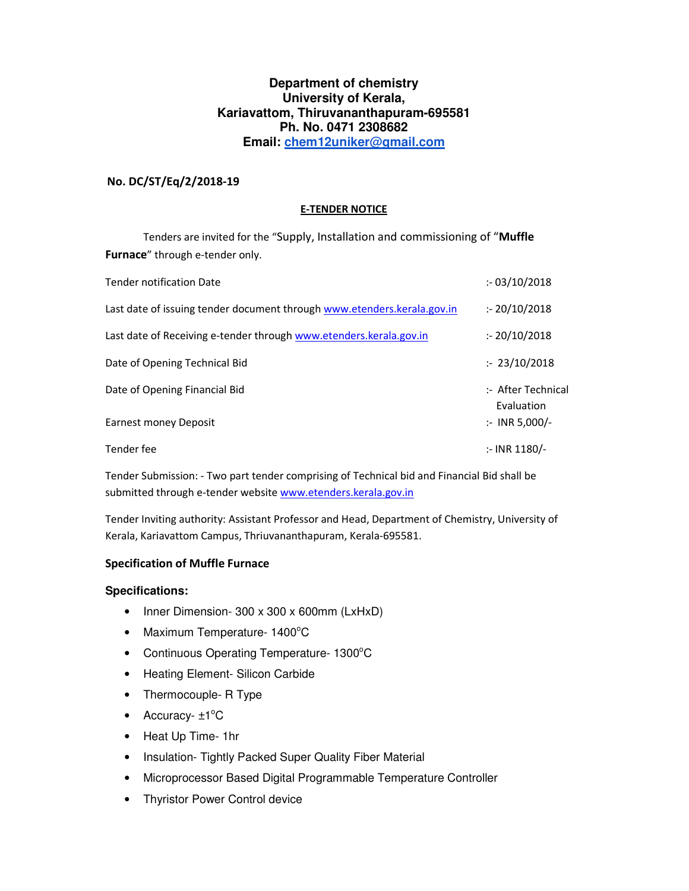**Department of chemistry**
**University of Kerala,**
**Kariavattom, Thiruvananthapuram-695581**
**Ph. No. 0471 2308682**
**Email: chem12uniker@gmail.com**

**No. DC/ST/Eq/2/2018-19**

## E-TENDER NOTICE

Tenders are invited for the "Supply, Installation and commissioning of "**Muffle Furnace**" through e-tender only.

| | |
|---|---|
| Tender notification Date | :- 03/10/2018 |
| Last date of issuing tender document through www.etenders.kerala.gov.in | :- 20/10/2018 |
| Last date of Receiving e-tender through www.etenders.kerala.gov.in | :- 20/10/2018 |
| Date of Opening Technical Bid | :- 23/10/2018 |
| Date of Opening Financial Bid | :- After Technical Evaluation |
| Earnest money Deposit | :- INR 5,000/- |
| Tender fee | :- INR 1180/- |

Tender Submission: - Two part tender comprising of Technical bid and Financial Bid shall be submitted through e-tender website www.etenders.kerala.gov.in

Tender Inviting authority: Assistant Professor and Head, Department of Chemistry, University of Kerala, Kariavattom Campus, Thriuvananthapuram, Kerala-695581.

### Specification of Muffle Furnace

### Specifications:

- Inner Dimension- 300 x 300 x 600mm (LxHxD)
- Maximum Temperature- 1400°C
- Continuous Operating Temperature- 1300°C
- Heating Element- Silicon Carbide
- Thermocouple- R Type
- Accuracy- ±1°C
- Heat Up Time- 1hr
- Insulation- Tightly Packed Super Quality Fiber Material
- Microprocessor Based Digital Programmable Temperature Controller
- Thyristor Power Control device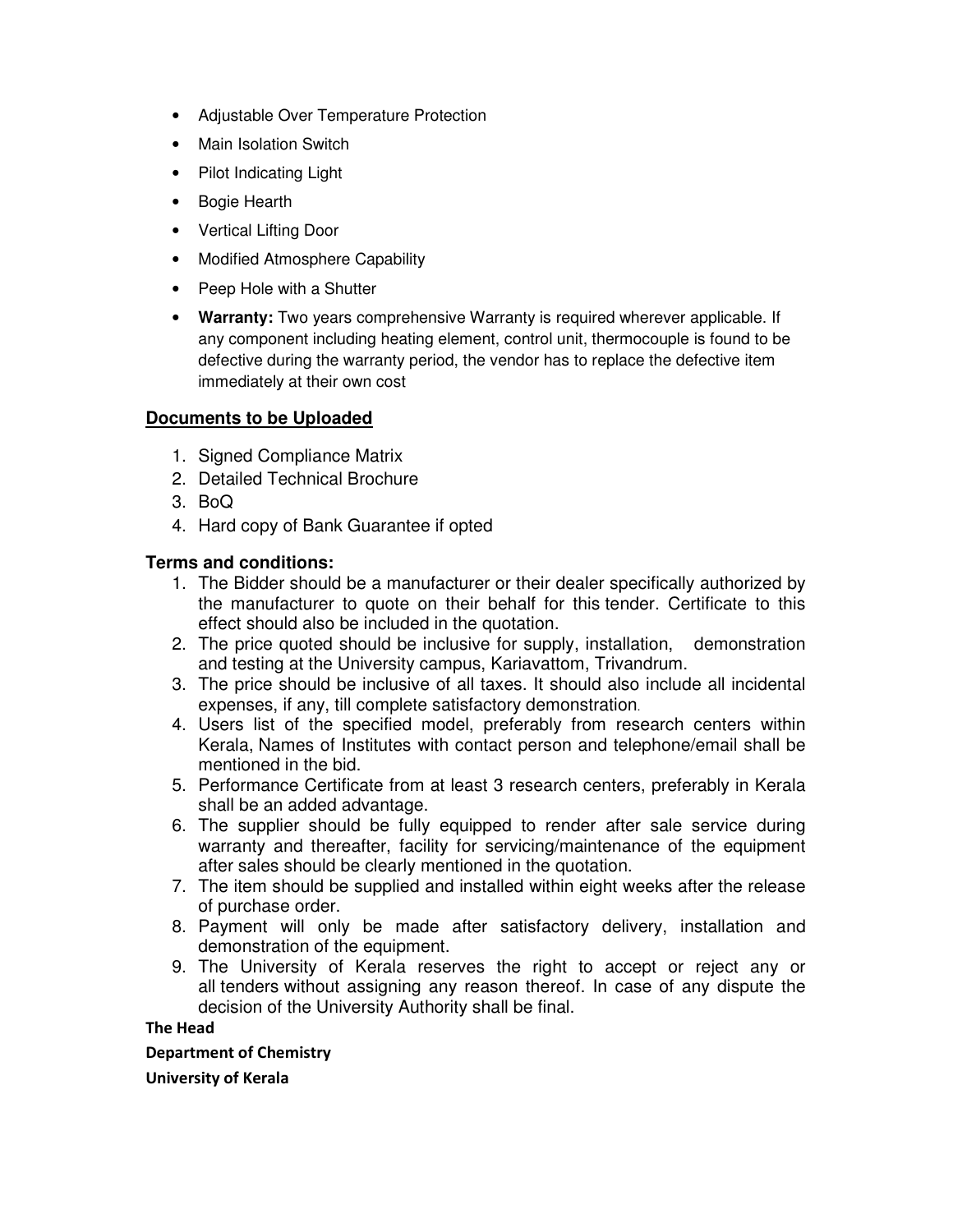- Adjustable Over Temperature Protection
- Main Isolation Switch
- Pilot Indicating Light
- Bogie Hearth
- Vertical Lifting Door
- Modified Atmosphere Capability
- Peep Hole with a Shutter
- **Warranty:** Two years comprehensive Warranty is required wherever applicable. If any component including heating element, control unit, thermocouple is found to be defective during the warranty period, the vendor has to replace the defective item immediately at their own cost

## Documents to be Uploaded

1. Signed Compliance Matrix
2. Detailed Technical Brochure
3. BoQ
4. Hard copy of Bank Guarantee if opted

### Terms and conditions:

1. The Bidder should be a manufacturer or their dealer specifically authorized by the manufacturer to quote on their behalf for this tender. Certificate to this effect should also be included in the quotation.
2. The price quoted should be inclusive for supply, installation, demonstration and testing at the University campus, Kariavattom, Trivandrum.
3. The price should be inclusive of all taxes. It should also include all incidental expenses, if any, till complete satisfactory demonstration.
4. Users list of the specified model, preferably from research centers within Kerala, Names of Institutes with contact person and telephone/email shall be mentioned in the bid.
5. Performance Certificate from at least 3 research centers, preferably in Kerala shall be an added advantage.
6. The supplier should be fully equipped to render after sale service during warranty and thereafter, facility for servicing/maintenance of the equipment after sales should be clearly mentioned in the quotation.
7. The item should be supplied and installed within eight weeks after the release of purchase order.
8. Payment will only be made after satisfactory delivery, installation and demonstration of the equipment.
9. The University of Kerala reserves the right to accept or reject any or all tenders without assigning any reason thereof. In case of any dispute the decision of the University Authority shall be final.

**The Head**

**Department of Chemistry**

**University of Kerala**